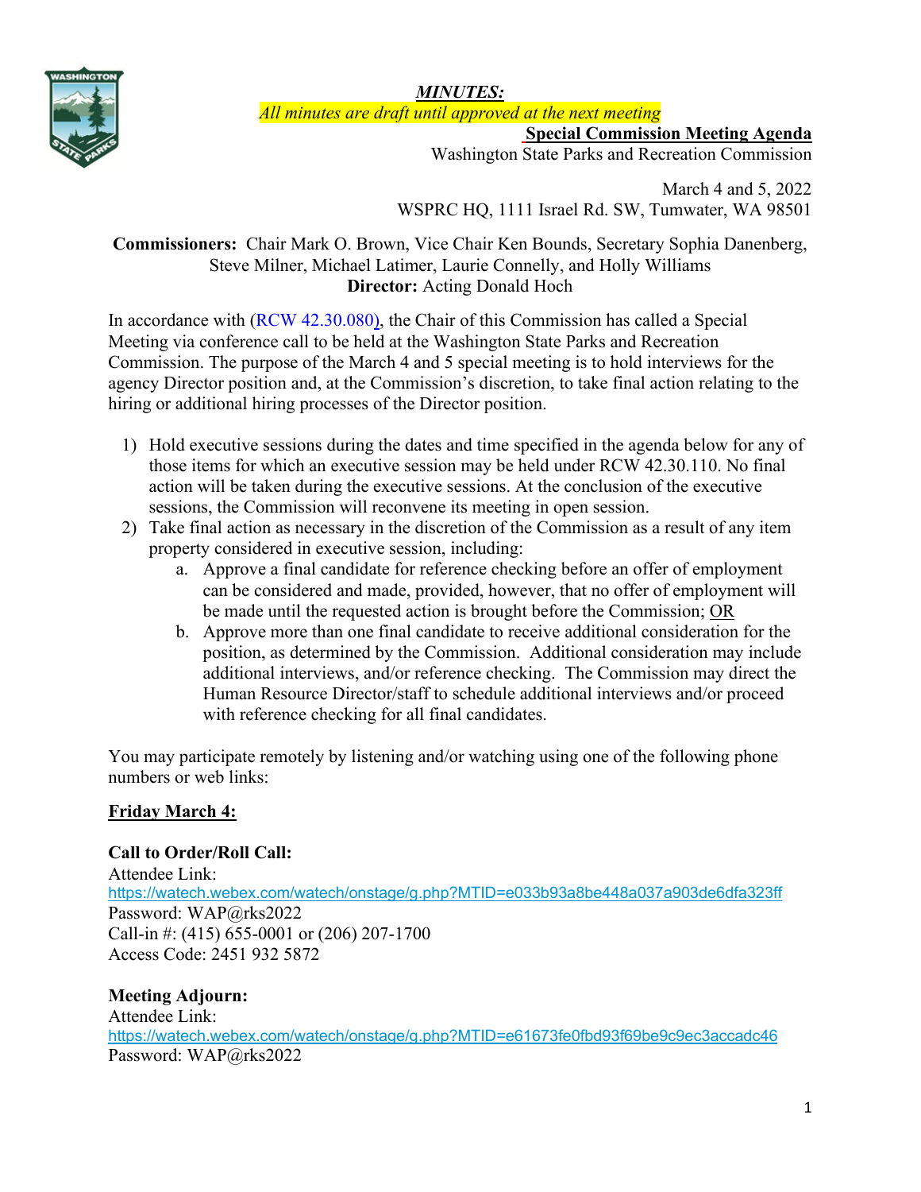***MINUTES:***

*All minutes are draft until approved at the next meeting*

**Special Commission Meeting Agenda**

Washington State Parks and Recreation Commission

March 4 and 5, 2022

WSPRC HQ, 1111 Israel Rd. SW, Tumwater, WA 98501

**Commissioners:** Chair Mark O. Brown, Vice Chair Ken Bounds, Secretary Sophia Danenberg, Steve Milner, Michael Latimer, Laurie Connelly, and Holly Williams

**Director:** Acting Donald Hoch

In accordance with (RCW 42.30.080), the Chair of this Commission has called a Special Meeting via conference call to be held at the Washington State Parks and Recreation Commission. The purpose of the March 4 and 5 special meeting is to hold interviews for the agency Director position and, at the Commission's discretion, to take final action relating to the hiring or additional hiring processes of the Director position.

1) Hold executive sessions during the dates and time specified in the agenda below for any of those items for which an executive session may be held under RCW 42.30.110. No final action will be taken during the executive sessions. At the conclusion of the executive sessions, the Commission will reconvene its meeting in open session.
2) Take final action as necessary in the discretion of the Commission as a result of any item property considered in executive session, including:
    a. Approve a final candidate for reference checking before an offer of employment can be considered and made, provided, however, that no offer of employment will be made until the requested action is brought before the Commission; OR
    b. Approve more than one final candidate to receive additional consideration for the position, as determined by the Commission. Additional consideration may include additional interviews, and/or reference checking. The Commission may direct the Human Resource Director/staff to schedule additional interviews and/or proceed with reference checking for all final candidates.

You may participate remotely by listening and/or watching using one of the following phone numbers or web links:

**Friday March 4:**

**Call to Order/Roll Call:**

Attendee Link:
https://watech.webex.com/watech/onstage/g.php?MTID=e033b93a8be448a037a903de6dfa323ff
Password: WAP@rks2022
Call-in #: (415) 655-0001 or (206) 207-1700
Access Code: 2451 932 5872

**Meeting Adjourn:**

Attendee Link:
https://watech.webex.com/watech/onstage/g.php?MTID=e61673fe0fbd93f69be9c9ec3accadc46
Password: WAP@rks2022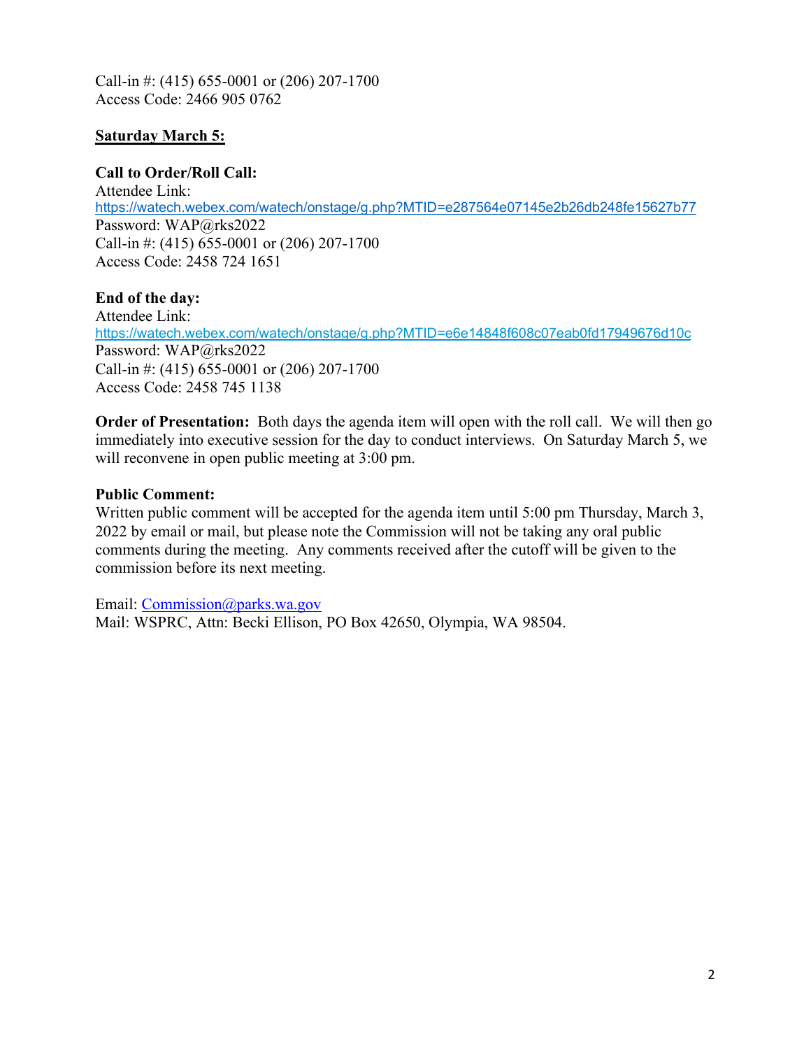Call-in #: (415) 655-0001 or (206) 207-1700
Access Code: 2466 905 0762

**Saturday March 5:**

**Call to Order/Roll Call:**
Attendee Link:
https://watech.webex.com/watech/onstage/g.php?MTID=e287564e07145e2b26db248fe15627b77
Password: WAP@rks2022
Call-in #: (415) 655-0001 or (206) 207-1700
Access Code: 2458 724 1651

**End of the day:**
Attendee Link:
https://watech.webex.com/watech/onstage/g.php?MTID=e6e14848f608c07eab0fd17949676d10c
Password: WAP@rks2022
Call-in #: (415) 655-0001 or (206) 207-1700
Access Code: 2458 745 1138

**Order of Presentation:** Both days the agenda item will open with the roll call. We will then go immediately into executive session for the day to conduct interviews. On Saturday March 5, we will reconvene in open public meeting at 3:00 pm.

**Public Comment:**
Written public comment will be accepted for the agenda item until 5:00 pm Thursday, March 3, 2022 by email or mail, but please note the Commission will not be taking any oral public comments during the meeting. Any comments received after the cutoff will be given to the commission before its next meeting.

Email: Commission@parks.wa.gov
Mail: WSPRC, Attn: Becki Ellison, PO Box 42650, Olympia, WA 98504.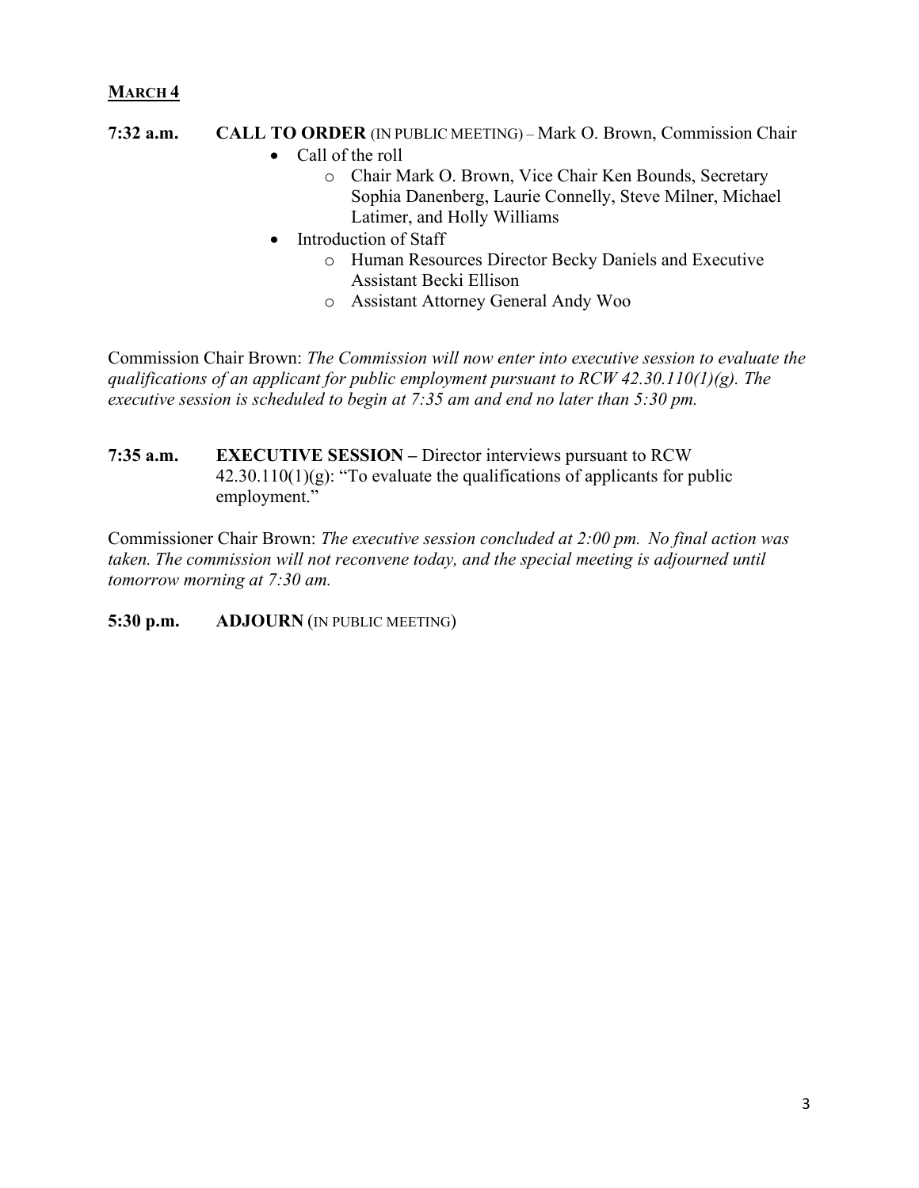## March 4

**7:32 a.m.** **CALL TO ORDER** (IN PUBLIC MEETING) – Mark O. Brown, Commission Chair

- Call of the roll
  - Chair Mark O. Brown, Vice Chair Ken Bounds, Secretary Sophia Danenberg, Laurie Connelly, Steve Milner, Michael Latimer, and Holly Williams
- Introduction of Staff
  - Human Resources Director Becky Daniels and Executive Assistant Becki Ellison
  - Assistant Attorney General Andy Woo

Commission Chair Brown: *The Commission will now enter into executive session to evaluate the qualifications of an applicant for public employment pursuant to RCW 42.30.110(1)(g). The executive session is scheduled to begin at 7:35 am and end no later than 5:30 pm.*

**7:35 a.m.** **EXECUTIVE SESSION –** Director interviews pursuant to RCW 42.30.110(1)(g): "To evaluate the qualifications of applicants for public employment."

Commissioner Chair Brown: *The executive session concluded at 2:00 pm. No final action was taken. The commission will not reconvene today, and the special meeting is adjourned until tomorrow morning at 7:30 am.*

**5:30 p.m.** **ADJOURN** (IN PUBLIC MEETING)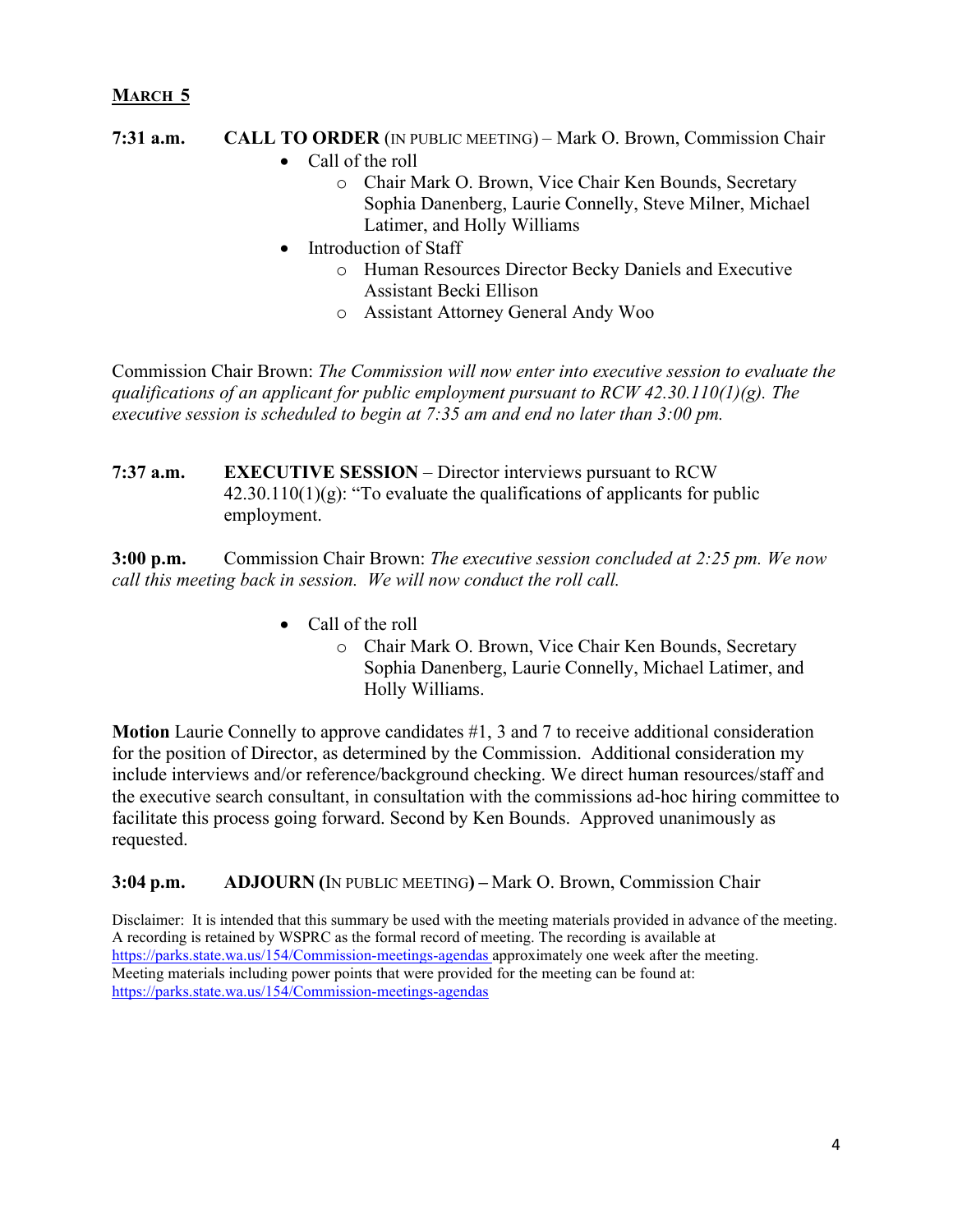## March 5

**7:31 a.m.** **CALL TO ORDER** (IN PUBLIC MEETING) – Mark O. Brown, Commission Chair

- Call of the roll
  - Chair Mark O. Brown, Vice Chair Ken Bounds, Secretary Sophia Danenberg, Laurie Connelly, Steve Milner, Michael Latimer, and Holly Williams
- Introduction of Staff
  - Human Resources Director Becky Daniels and Executive Assistant Becki Ellison
  - Assistant Attorney General Andy Woo

Commission Chair Brown: *The Commission will now enter into executive session to evaluate the qualifications of an applicant for public employment pursuant to RCW 42.30.110(1)(g). The executive session is scheduled to begin at 7:35 am and end no later than 3:00 pm.*

**7:37 a.m.** **EXECUTIVE SESSION** – Director interviews pursuant to RCW 42.30.110(1)(g): "To evaluate the qualifications of applicants for public employment.

**3:00 p.m.** Commission Chair Brown: *The executive session concluded at 2:25 pm. We now call this meeting back in session. We will now conduct the roll call.*

- Call of the roll
  - Chair Mark O. Brown, Vice Chair Ken Bounds, Secretary Sophia Danenberg, Laurie Connelly, Michael Latimer, and Holly Williams.

**Motion** Laurie Connelly to approve candidates #1, 3 and 7 to receive additional consideration for the position of Director, as determined by the Commission. Additional consideration my include interviews and/or reference/background checking. We direct human resources/staff and the executive search consultant, in consultation with the commissions ad-hoc hiring committee to facilitate this process going forward. Second by Ken Bounds. Approved unanimously as requested.

**3:04 p.m.** **ADJOURN (**IN PUBLIC MEETING**) –** Mark O. Brown, Commission Chair

Disclaimer: It is intended that this summary be used with the meeting materials provided in advance of the meeting. A recording is retained by WSPRC as the formal record of meeting. The recording is available at https://parks.state.wa.us/154/Commission-meetings-agendas approximately one week after the meeting. Meeting materials including power points that were provided for the meeting can be found at: https://parks.state.wa.us/154/Commission-meetings-agendas